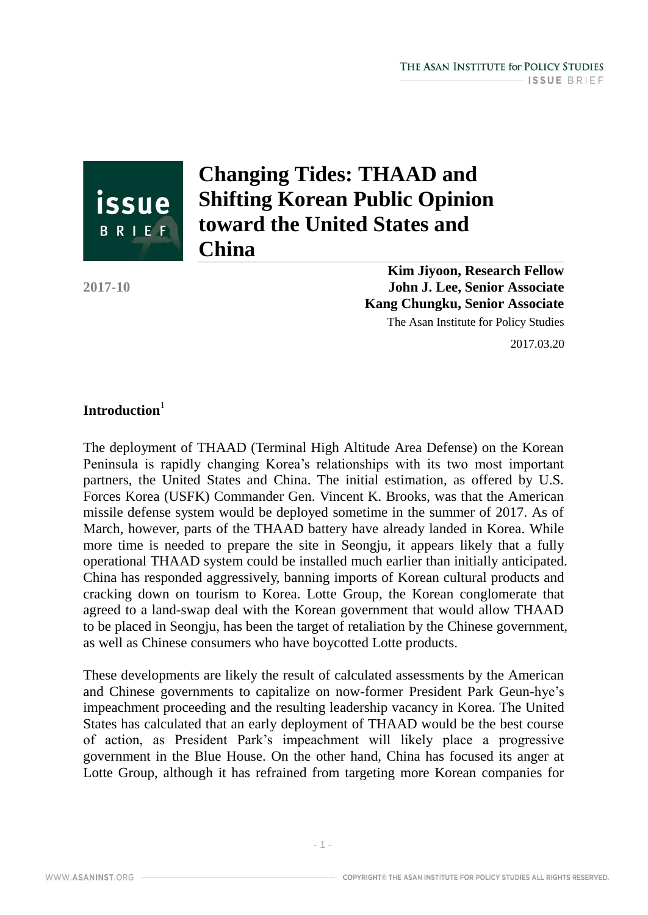# Changing Tides: THAAD and Shifting Korean Public Opinion toward the United States and China

2017-10

**Kim Jiyoon, Research Fellow**
**John J. Lee, Senior Associate**
**Kang Chungku, Senior Associate**
The Asan Institute for Policy Studies

2017.03.20

## Introduction[1]

The deployment of THAAD (Terminal High Altitude Area Defense) on the Korean Peninsula is rapidly changing Korea's relationships with its two most important partners, the United States and China. The initial estimation, as offered by U.S. Forces Korea (USFK) Commander Gen. Vincent K. Brooks, was that the American missile defense system would be deployed sometime in the summer of 2017. As of March, however, parts of the THAAD battery have already landed in Korea. While more time is needed to prepare the site in Seongju, it appears likely that a fully operational THAAD system could be installed much earlier than initially anticipated. China has responded aggressively, banning imports of Korean cultural products and cracking down on tourism to Korea. Lotte Group, the Korean conglomerate that agreed to a land-swap deal with the Korean government that would allow THAAD to be placed in Seongju, has been the target of retaliation by the Chinese government, as well as Chinese consumers who have boycotted Lotte products.

These developments are likely the result of calculated assessments by the American and Chinese governments to capitalize on now-former President Park Geun-hye's impeachment proceeding and the resulting leadership vacancy in Korea. The United States has calculated that an early deployment of THAAD would be the best course of action, as President Park's impeachment will likely place a progressive government in the Blue House. On the other hand, China has focused its anger at Lotte Group, although it has refrained from targeting more Korean companies for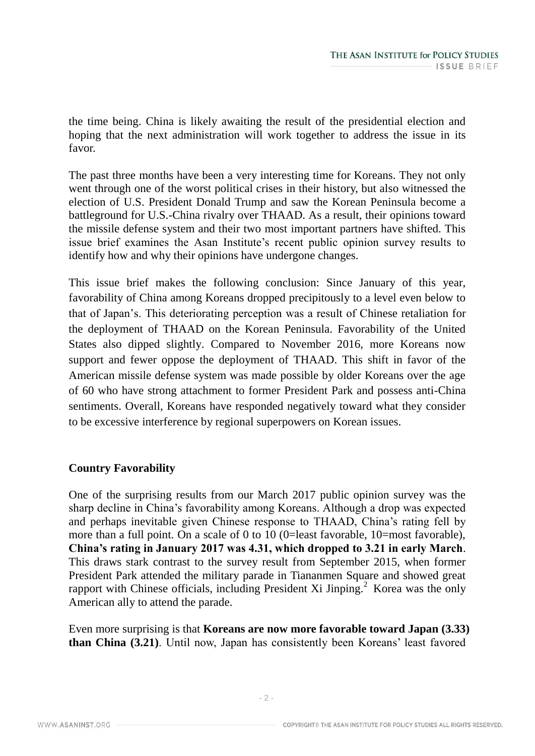the time being. China is likely awaiting the result of the presidential election and hoping that the next administration will work together to address the issue in its favor.

The past three months have been a very interesting time for Koreans. They not only went through one of the worst political crises in their history, but also witnessed the election of U.S. President Donald Trump and saw the Korean Peninsula become a battleground for U.S.-China rivalry over THAAD. As a result, their opinions toward the missile defense system and their two most important partners have shifted. This issue brief examines the Asan Institute's recent public opinion survey results to identify how and why their opinions have undergone changes.

This issue brief makes the following conclusion: Since January of this year, favorability of China among Koreans dropped precipitously to a level even below to that of Japan's. This deteriorating perception was a result of Chinese retaliation for the deployment of THAAD on the Korean Peninsula. Favorability of the United States also dipped slightly. Compared to November 2016, more Koreans now support and fewer oppose the deployment of THAAD. This shift in favor of the American missile defense system was made possible by older Koreans over the age of 60 who have strong attachment to former President Park and possess anti-China sentiments. Overall, Koreans have responded negatively toward what they consider to be excessive interference by regional superpowers on Korean issues.

## Country Favorability

One of the surprising results from our March 2017 public opinion survey was the sharp decline in China's favorability among Koreans. Although a drop was expected and perhaps inevitable given Chinese response to THAAD, China's rating fell by more than a full point. On a scale of 0 to 10 (0=least favorable, 10=most favorable), **China's rating in January 2017 was 4.31, which dropped to 3.21 in early March**. This draws stark contrast to the survey result from September 2015, when former President Park attended the military parade in Tiananmen Square and showed great rapport with Chinese officials, including President Xi Jinping.[2] Korea was the only American ally to attend the parade.

Even more surprising is that **Koreans are now more favorable toward Japan (3.33) than China (3.21)**. Until now, Japan has consistently been Koreans' least favored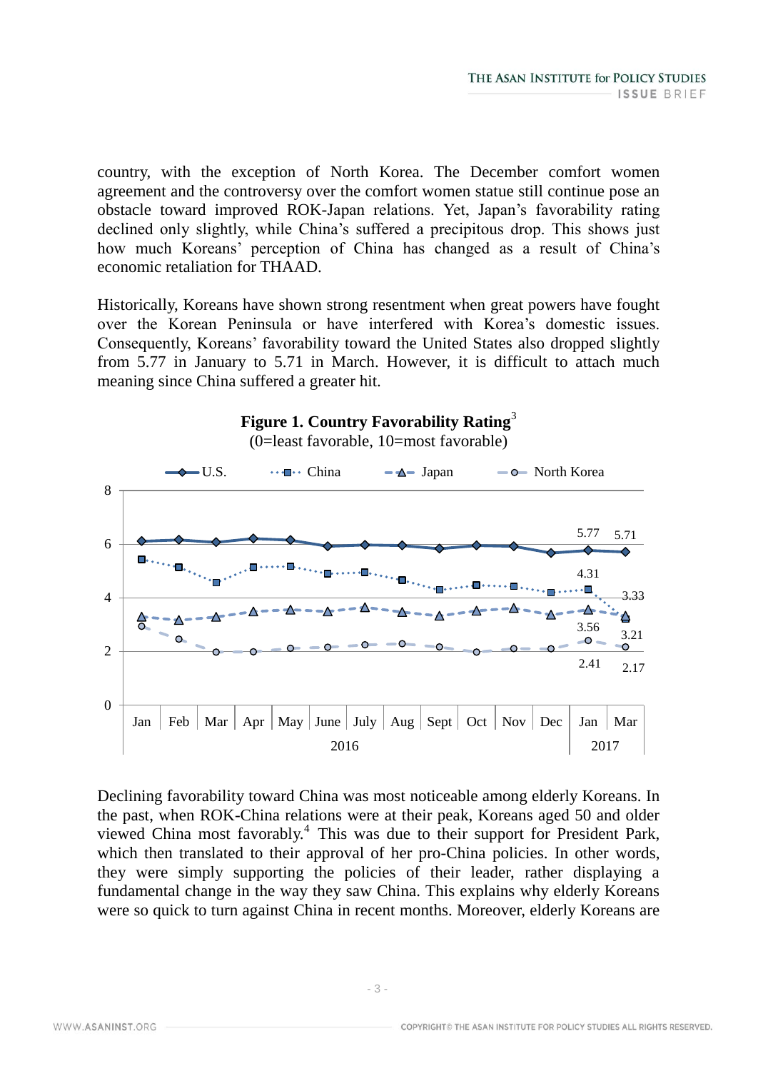country, with the exception of North Korea. The December comfort women agreement and the controversy over the comfort women statue still continue pose an obstacle toward improved ROK-Japan relations. Yet, Japan's favorability rating declined only slightly, while China's suffered a precipitous drop. This shows just how much Koreans' perception of China has changed as a result of China's economic retaliation for THAAD.

Historically, Koreans have shown strong resentment when great powers have fought over the Korean Peninsula or have interfered with Korea's domestic issues. Consequently, Koreans' favorability toward the United States also dropped slightly from 5.77 in January to 5.71 in March. However, it is difficult to attach much meaning since China suffered a greater hit.

**Figure 1. Country Favorability Rating**[3]
(0=least favorable, 10=most favorable)

Declining favorability toward China was most noticeable among elderly Koreans. In the past, when ROK-China relations were at their peak, Koreans aged 50 and older viewed China most favorably.[4] This was due to their support for President Park, which then translated to their approval of her pro-China policies. In other words, they were simply supporting the policies of their leader, rather displaying a fundamental change in the way they saw China. This explains why elderly Koreans were so quick to turn against China in recent months. Moreover, elderly Koreans are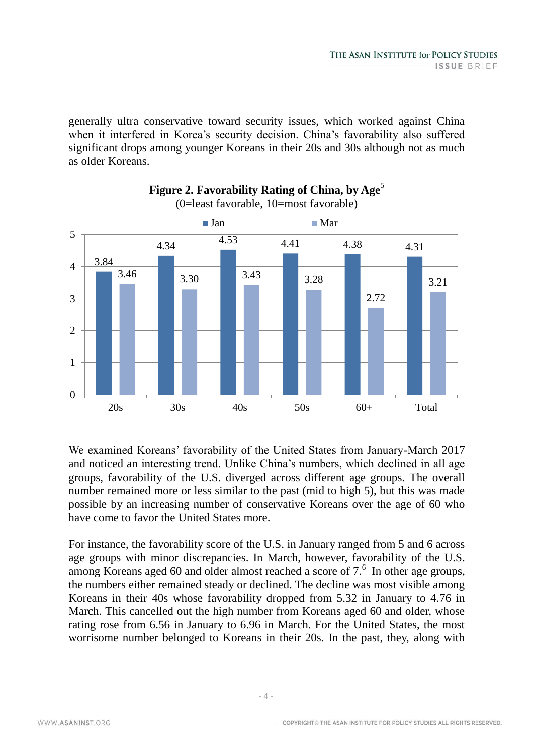generally ultra conservative toward security issues, which worked against China when it interfered in Korea's security decision. China's favorability also suffered significant drops among younger Koreans in their 20s and 30s although not as much as older Koreans.

**Figure 2. Favorability Rating of China, by Age**[5]
(0=least favorable, 10=most favorable)

| | 20s | 30s | 40s | 50s | 60+ | Total |
|---|---|---|---|---|---|---|
| Jan | 3.84 | 4.34 | 4.53 | 4.41 | 4.38 | 4.31 |
| Mar | 3.46 | 3.30 | 3.43 | 3.28 | 2.72 | 3.21 |

We examined Koreans' favorability of the United States from January-March 2017 and noticed an interesting trend. Unlike China's numbers, which declined in all age groups, favorability of the U.S. diverged across different age groups. The overall number remained more or less similar to the past (mid to high 5), but this was made possible by an increasing number of conservative Koreans over the age of 60 who have come to favor the United States more.

For instance, the favorability score of the U.S. in January ranged from 5 and 6 across age groups with minor discrepancies. In March, however, favorability of the U.S. among Koreans aged 60 and older almost reached a score of 7.[6] In other age groups, the numbers either remained steady or declined. The decline was most visible among Koreans in their 40s whose favorability dropped from 5.32 in January to 4.76 in March. This cancelled out the high number from Koreans aged 60 and older, whose rating rose from 6.56 in January to 6.96 in March. For the United States, the most worrisome number belonged to Koreans in their 20s. In the past, they, along with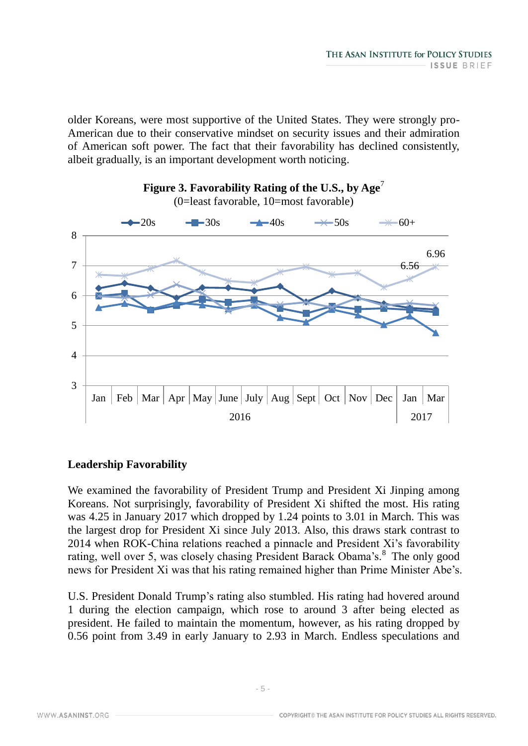older Koreans, were most supportive of the United States. They were strongly pro-American due to their conservative mindset on security issues and their admiration of American soft power. The fact that their favorability has declined consistently, albeit gradually, is an important development worth noticing.

**Figure 3. Favorability Rating of the U.S., by Age**[7]

(0=least favorable, 10=most favorable)

## Leadership Favorability

We examined the favorability of President Trump and President Xi Jinping among Koreans. Not surprisingly, favorability of President Xi shifted the most. His rating was 4.25 in January 2017 which dropped by 1.24 points to 3.01 in March. This was the largest drop for President Xi since July 2013. Also, this draws stark contrast to 2014 when ROK-China relations reached a pinnacle and President Xi's favorability rating, well over 5, was closely chasing President Barack Obama's.[8] The only good news for President Xi was that his rating remained higher than Prime Minister Abe's.

U.S. President Donald Trump's rating also stumbled. His rating had hovered around 1 during the election campaign, which rose to around 3 after being elected as president. He failed to maintain the momentum, however, as his rating dropped by 0.56 point from 3.49 in early January to 2.93 in March. Endless speculations and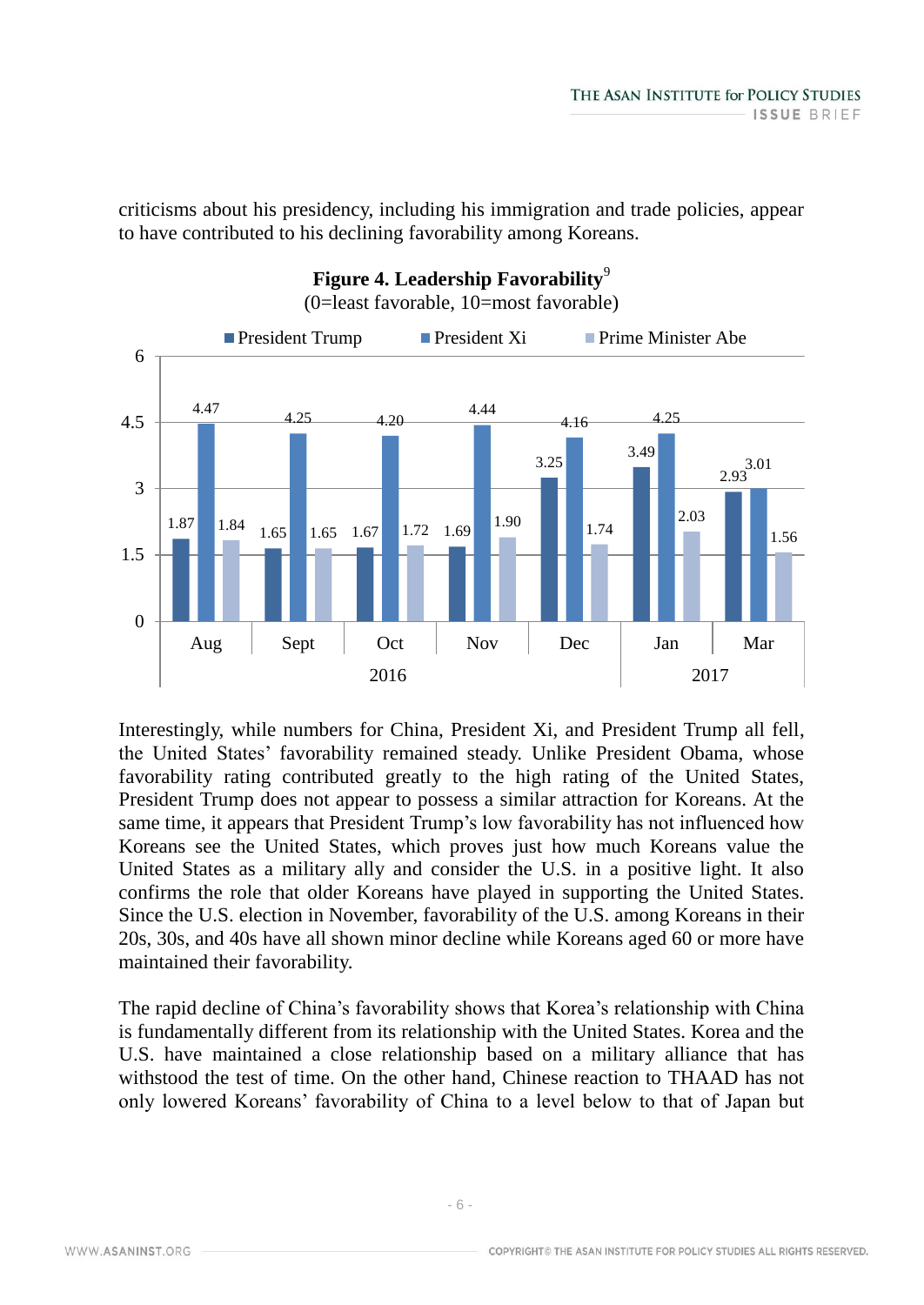criticisms about his presidency, including his immigration and trade policies, appear to have contributed to his declining favorability among Koreans.

**Figure 4. Leadership Favorability**[9]
(0=least favorable, 10=most favorable)

| | | President Trump | President Xi | Prime Minister Abe |
|---|---|---|---|---|
| 2016 | Aug | 1.87 | 4.47 | 1.84 |
| | Sept | 1.65 | 4.25 | 1.65 |
| | Oct | 1.67 | 4.20 | 1.72 |
| | Nov | 1.69 | 4.44 | 1.90 |
| | Dec | 3.25 | 4.16 | 1.74 |
| 2017 | Jan | 3.49 | 4.25 | 2.03 |
| | Mar | 2.93 | 3.01 | 1.56 |

Interestingly, while numbers for China, President Xi, and President Trump all fell, the United States' favorability remained steady. Unlike President Obama, whose favorability rating contributed greatly to the high rating of the United States, President Trump does not appear to possess a similar attraction for Koreans. At the same time, it appears that President Trump's low favorability has not influenced how Koreans see the United States, which proves just how much Koreans value the United States as a military ally and consider the U.S. in a positive light. It also confirms the role that older Koreans have played in supporting the United States. Since the U.S. election in November, favorability of the U.S. among Koreans in their 20s, 30s, and 40s have all shown minor decline while Koreans aged 60 or more have maintained their favorability.

The rapid decline of China's favorability shows that Korea's relationship with China is fundamentally different from its relationship with the United States. Korea and the U.S. have maintained a close relationship based on a military alliance that has withstood the test of time. On the other hand, Chinese reaction to THAAD has not only lowered Koreans' favorability of China to a level below to that of Japan but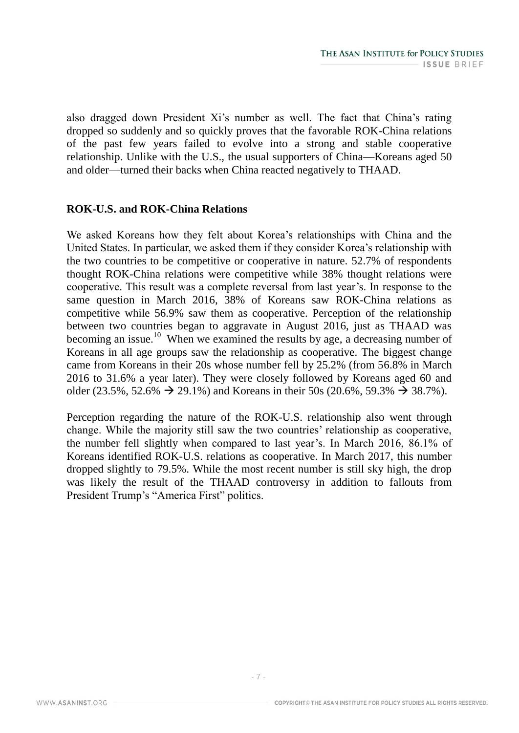also dragged down President Xi's number as well. The fact that China's rating dropped so suddenly and so quickly proves that the favorable ROK-China relations of the past few years failed to evolve into a strong and stable cooperative relationship. Unlike with the U.S., the usual supporters of China—Koreans aged 50 and older—turned their backs when China reacted negatively to THAAD.

## ROK-U.S. and ROK-China Relations

We asked Koreans how they felt about Korea's relationships with China and the United States. In particular, we asked them if they consider Korea's relationship with the two countries to be competitive or cooperative in nature. 52.7% of respondents thought ROK-China relations were competitive while 38% thought relations were cooperative. This result was a complete reversal from last year's. In response to the same question in March 2016, 38% of Koreans saw ROK-China relations as competitive while 56.9% saw them as cooperative. Perception of the relationship between two countries began to aggravate in August 2016, just as THAAD was becoming an issue.[10] When we examined the results by age, a decreasing number of Koreans in all age groups saw the relationship as cooperative. The biggest change came from Koreans in their 20s whose number fell by 25.2% (from 56.8% in March 2016 to 31.6% a year later). They were closely followed by Koreans aged 60 and older (23.5%, 52.6% → 29.1%) and Koreans in their 50s (20.6%, 59.3% → 38.7%).

Perception regarding the nature of the ROK-U.S. relationship also went through change. While the majority still saw the two countries' relationship as cooperative, the number fell slightly when compared to last year's. In March 2016, 86.1% of Koreans identified ROK-U.S. relations as cooperative. In March 2017, this number dropped slightly to 79.5%. While the most recent number is still sky high, the drop was likely the result of the THAAD controversy in addition to fallouts from President Trump's "America First" politics.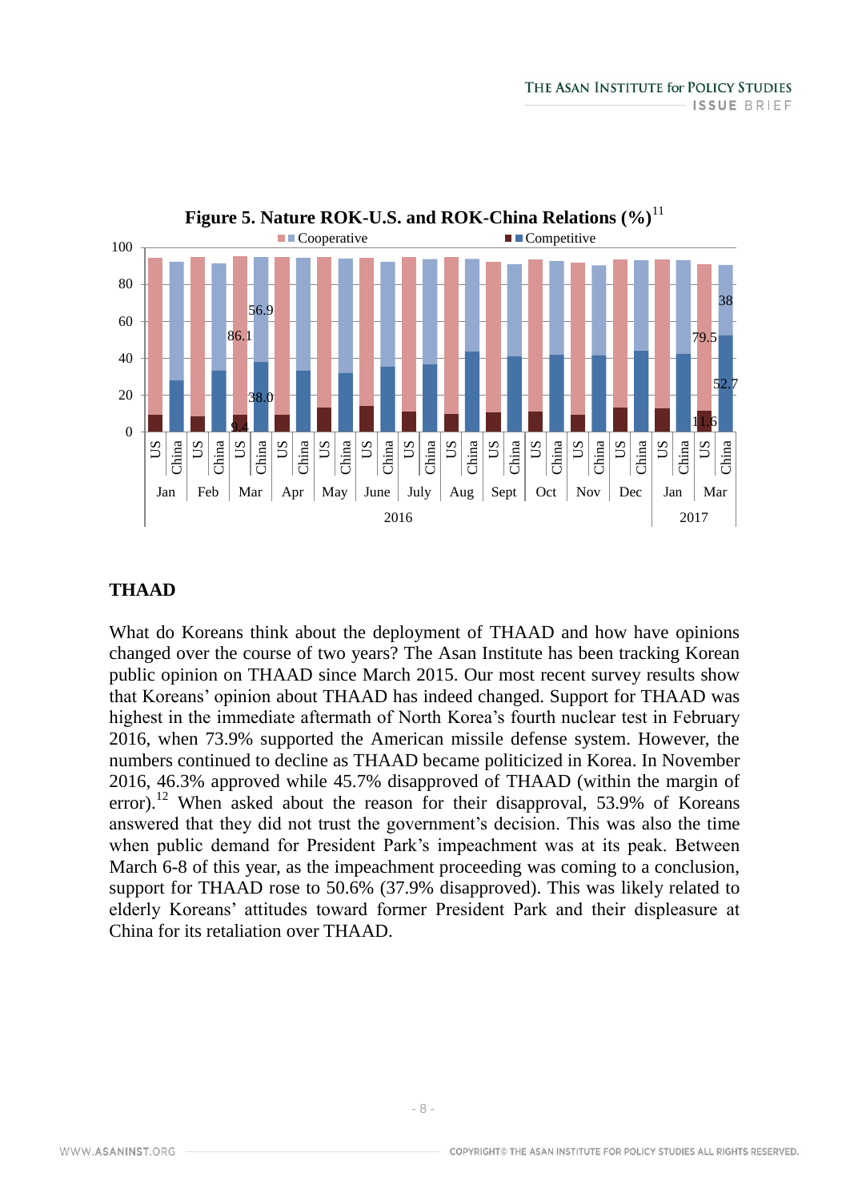**Figure 5. Nature ROK-U.S. and ROK-China Relations (%)**[11]

### THAAD

What do Koreans think about the deployment of THAAD and how have opinions changed over the course of two years? The Asan Institute has been tracking Korean public opinion on THAAD since March 2015. Our most recent survey results show that Koreans' opinion about THAAD has indeed changed. Support for THAAD was highest in the immediate aftermath of North Korea's fourth nuclear test in February 2016, when 73.9% supported the American missile defense system. However, the numbers continued to decline as THAAD became politicized in Korea. In November 2016, 46.3% approved while 45.7% disapproved of THAAD (within the margin of error).[12] When asked about the reason for their disapproval, 53.9% of Koreans answered that they did not trust the government's decision. This was also the time when public demand for President Park's impeachment was at its peak. Between March 6-8 of this year, as the impeachment proceeding was coming to a conclusion, support for THAAD rose to 50.6% (37.9% disapproved). This was likely related to elderly Koreans' attitudes toward former President Park and their displeasure at China for its retaliation over THAAD.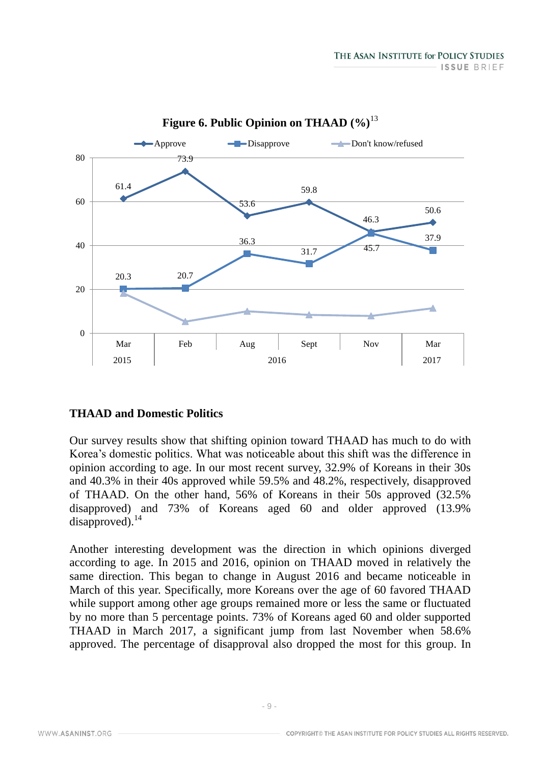**Figure 6. Public Opinion on THAAD (%)**[13]

| | Mar 2015 | Feb 2016 | Aug 2016 | Sept 2016 | Nov 2016 | Mar 2017 |
|---|---|---|---|---|---|---|
| Approve | 61.4 | 73.9 | 53.6 | 59.8 | 46.3 | 50.6 |
| Disapprove | 20.3 | 20.7 | 36.3 | 31.7 | 45.7 | 37.9 |

### THAAD and Domestic Politics

Our survey results show that shifting opinion toward THAAD has much to do with Korea's domestic politics. What was noticeable about this shift was the difference in opinion according to age. In our most recent survey, 32.9% of Koreans in their 30s and 40.3% in their 40s approved while 59.5% and 48.2%, respectively, disapproved of THAAD. On the other hand, 56% of Koreans in their 50s approved (32.5% disapproved) and 73% of Koreans aged 60 and older approved (13.9% disapproved).[14]

Another interesting development was the direction in which opinions diverged according to age. In 2015 and 2016, opinion on THAAD moved in relatively the same direction. This began to change in August 2016 and became noticeable in March of this year. Specifically, more Koreans over the age of 60 favored THAAD while support among other age groups remained more or less the same or fluctuated by no more than 5 percentage points. 73% of Koreans aged 60 and older supported THAAD in March 2017, a significant jump from last November when 58.6% approved. The percentage of disapproval also dropped the most for this group. In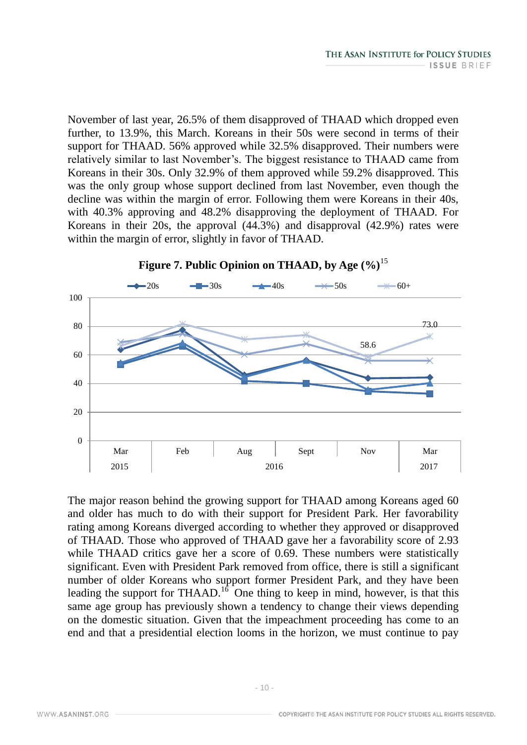November of last year, 26.5% of them disapproved of THAAD which dropped even further, to 13.9%, this March. Koreans in their 50s were second in terms of their support for THAAD. 56% approved while 32.5% disapproved. Their numbers were relatively similar to last November's. The biggest resistance to THAAD came from Koreans in their 30s. Only 32.9% of them approved while 59.2% disapproved. This was the only group whose support declined from last November, even though the decline was within the margin of error. Following them were Koreans in their 40s, with 40.3% approving and 48.2% disapproving the deployment of THAAD. For Koreans in their 20s, the approval (44.3%) and disapproval (42.9%) rates were within the margin of error, slightly in favor of THAAD.

**Figure 7. Public Opinion on THAAD, by Age (%)**[15]

The major reason behind the growing support for THAAD among Koreans aged 60 and older has much to do with their support for President Park. Her favorability rating among Koreans diverged according to whether they approved or disapproved of THAAD. Those who approved of THAAD gave her a favorability score of 2.93 while THAAD critics gave her a score of 0.69. These numbers were statistically significant. Even with President Park removed from office, there is still a significant number of older Koreans who support former President Park, and they have been leading the support for THAAD.[16] One thing to keep in mind, however, is that this same age group has previously shown a tendency to change their views depending on the domestic situation. Given that the impeachment proceeding has come to an end and that a presidential election looms in the horizon, we must continue to pay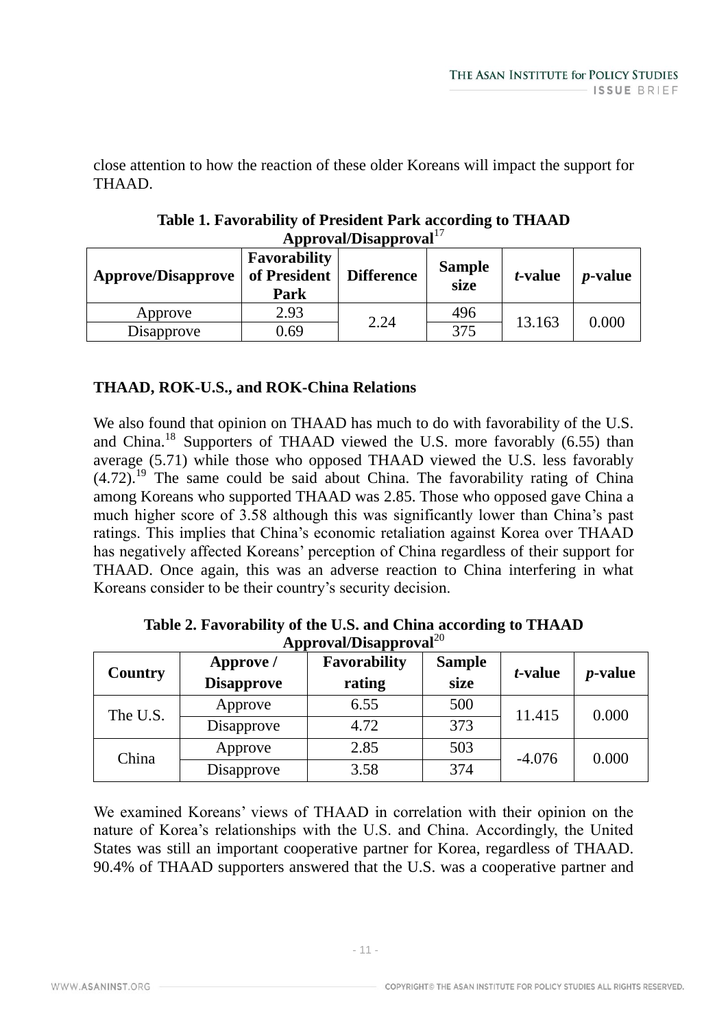close attention to how the reaction of these older Koreans will impact the support for THAAD.

**Table 1. Favorability of President Park according to THAAD Approval/Disapproval**[17]

| Approve/Disapprove | Favorability of President Park | Difference | Sample size | *t*-value | *p*-value |
|---|---|---|---|---|---|
| Approve | 2.93 | 2.24 | 496 | 13.163 | 0.000 |
| Disapprove | 0.69 | | 375 | | |

**THAAD, ROK-U.S., and ROK-China Relations**

We also found that opinion on THAAD has much to do with favorability of the U.S. and China.[18] Supporters of THAAD viewed the U.S. more favorably (6.55) than average (5.71) while those who opposed THAAD viewed the U.S. less favorably (4.72).[19] The same could be said about China. The favorability rating of China among Koreans who supported THAAD was 2.85. Those who opposed gave China a much higher score of 3.58 although this was significantly lower than China's past ratings. This implies that China's economic retaliation against Korea over THAAD has negatively affected Koreans' perception of China regardless of their support for THAAD. Once again, this was an adverse reaction to China interfering in what Koreans consider to be their country's security decision.

**Table 2. Favorability of the U.S. and China according to THAAD Approval/Disapproval**[20]

| Country | Approve / Disapprove | Favorability rating | Sample size | *t*-value | *p*-value |
|---|---|---|---|---|---|
| The U.S. | Approve | 6.55 | 500 | 11.415 | 0.000 |
| | Disapprove | 4.72 | 373 | | |
| China | Approve | 2.85 | 503 | -4.076 | 0.000 |
| | Disapprove | 3.58 | 374 | | |

We examined Koreans' views of THAAD in correlation with their opinion on the nature of Korea's relationships with the U.S. and China. Accordingly, the United States was still an important cooperative partner for Korea, regardless of THAAD. 90.4% of THAAD supporters answered that the U.S. was a cooperative partner and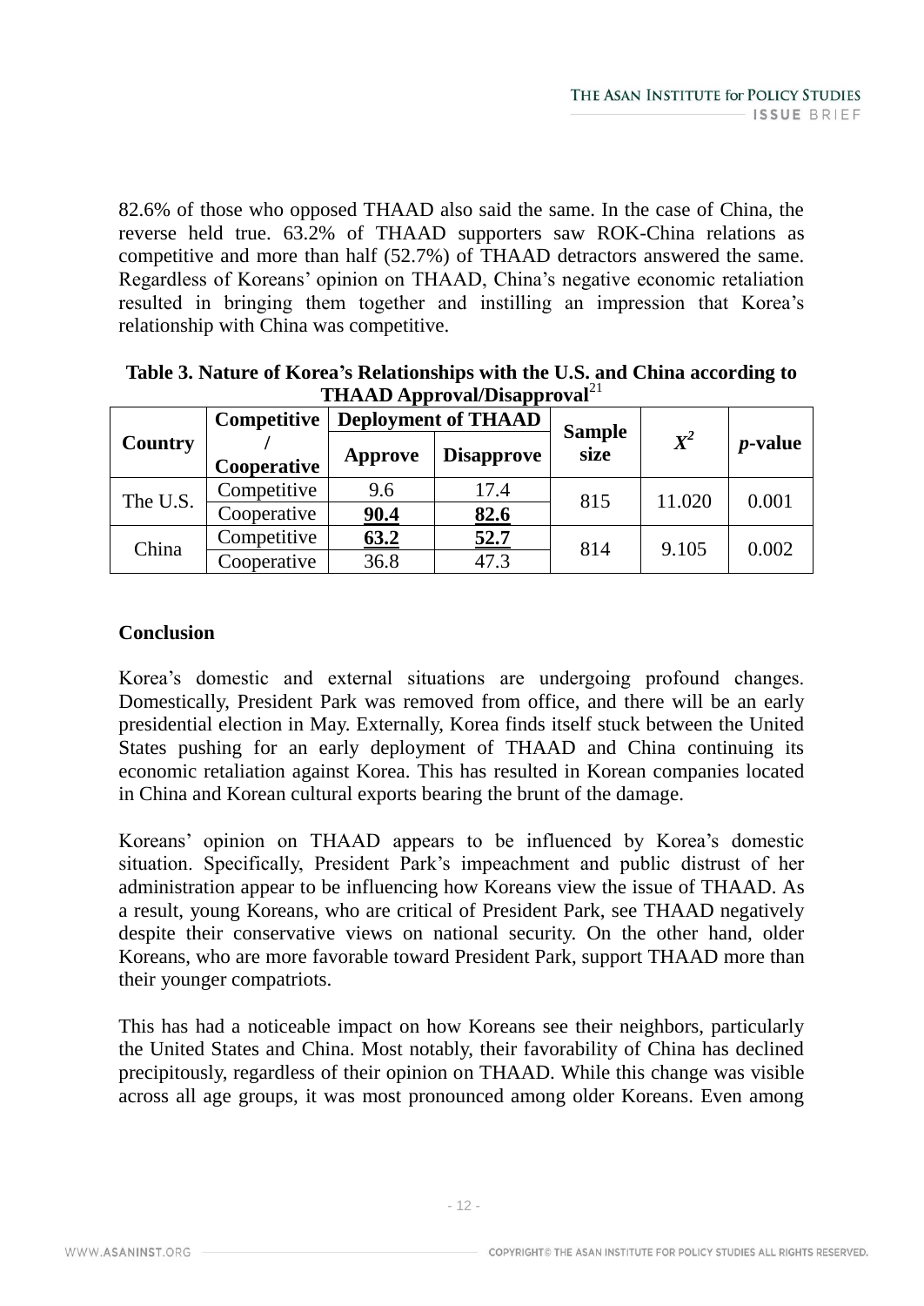82.6% of those who opposed THAAD also said the same. In the case of China, the reverse held true. 63.2% of THAAD supporters saw ROK-China relations as competitive and more than half (52.7%) of THAAD detractors answered the same. Regardless of Koreans' opinion on THAAD, China's negative economic retaliation resulted in bringing them together and instilling an impression that Korea's relationship with China was competitive.

**Table 3. Nature of Korea's Relationships with the U.S. and China according to THAAD Approval/Disapproval**[21]

| Country | Competitive / Cooperative | Deployment of THAAD | | Sample size | $X^2$ | *p*-value |
|---|---|---|---|---|---|---|
| | | Approve | Disapprove | | | |
| The U.S. | Competitive | 9.6 | 17.4 | 815 | 11.020 | 0.001 |
| | Cooperative | **90.4** | **82.6** | | | |
| China | Competitive | **63.2** | **52.7** | 814 | 9.105 | 0.002 |
| | Cooperative | 36.8 | 47.3 | | | |

### Conclusion

Korea's domestic and external situations are undergoing profound changes. Domestically, President Park was removed from office, and there will be an early presidential election in May. Externally, Korea finds itself stuck between the United States pushing for an early deployment of THAAD and China continuing its economic retaliation against Korea. This has resulted in Korean companies located in China and Korean cultural exports bearing the brunt of the damage.

Koreans' opinion on THAAD appears to be influenced by Korea's domestic situation. Specifically, President Park's impeachment and public distrust of her administration appear to be influencing how Koreans view the issue of THAAD. As a result, young Koreans, who are critical of President Park, see THAAD negatively despite their conservative views on national security. On the other hand, older Koreans, who are more favorable toward President Park, support THAAD more than their younger compatriots.

This has had a noticeable impact on how Koreans see their neighbors, particularly the United States and China. Most notably, their favorability of China has declined precipitously, regardless of their opinion on THAAD. While this change was visible across all age groups, it was most pronounced among older Koreans. Even among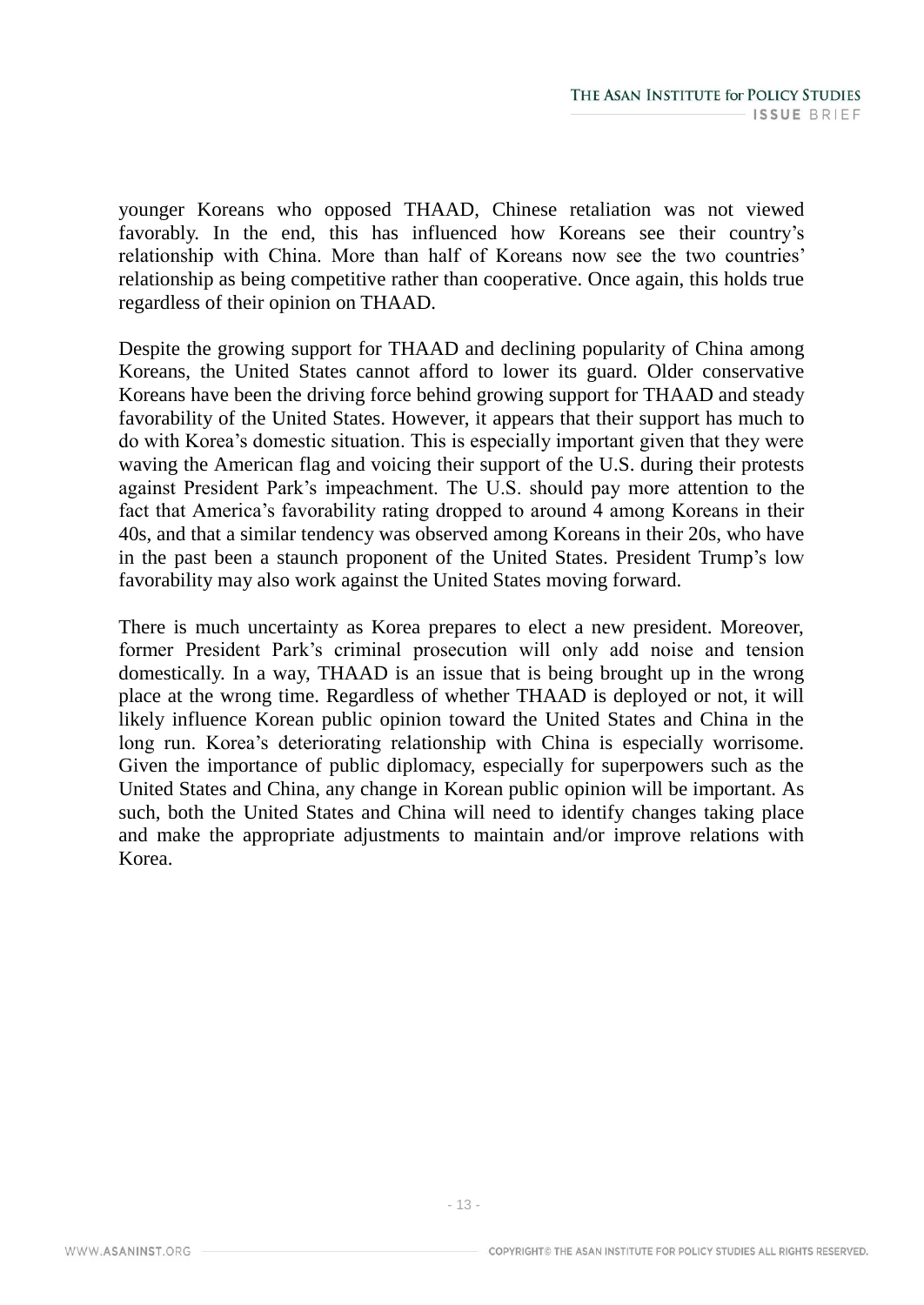younger Koreans who opposed THAAD, Chinese retaliation was not viewed favorably. In the end, this has influenced how Koreans see their country's relationship with China. More than half of Koreans now see the two countries' relationship as being competitive rather than cooperative. Once again, this holds true regardless of their opinion on THAAD.

Despite the growing support for THAAD and declining popularity of China among Koreans, the United States cannot afford to lower its guard. Older conservative Koreans have been the driving force behind growing support for THAAD and steady favorability of the United States. However, it appears that their support has much to do with Korea's domestic situation. This is especially important given that they were waving the American flag and voicing their support of the U.S. during their protests against President Park's impeachment. The U.S. should pay more attention to the fact that America's favorability rating dropped to around 4 among Koreans in their 40s, and that a similar tendency was observed among Koreans in their 20s, who have in the past been a staunch proponent of the United States. President Trump's low favorability may also work against the United States moving forward.

There is much uncertainty as Korea prepares to elect a new president. Moreover, former President Park's criminal prosecution will only add noise and tension domestically. In a way, THAAD is an issue that is being brought up in the wrong place at the wrong time. Regardless of whether THAAD is deployed or not, it will likely influence Korean public opinion toward the United States and China in the long run. Korea's deteriorating relationship with China is especially worrisome. Given the importance of public diplomacy, especially for superpowers such as the United States and China, any change in Korean public opinion will be important. As such, both the United States and China will need to identify changes taking place and make the appropriate adjustments to maintain and/or improve relations with Korea.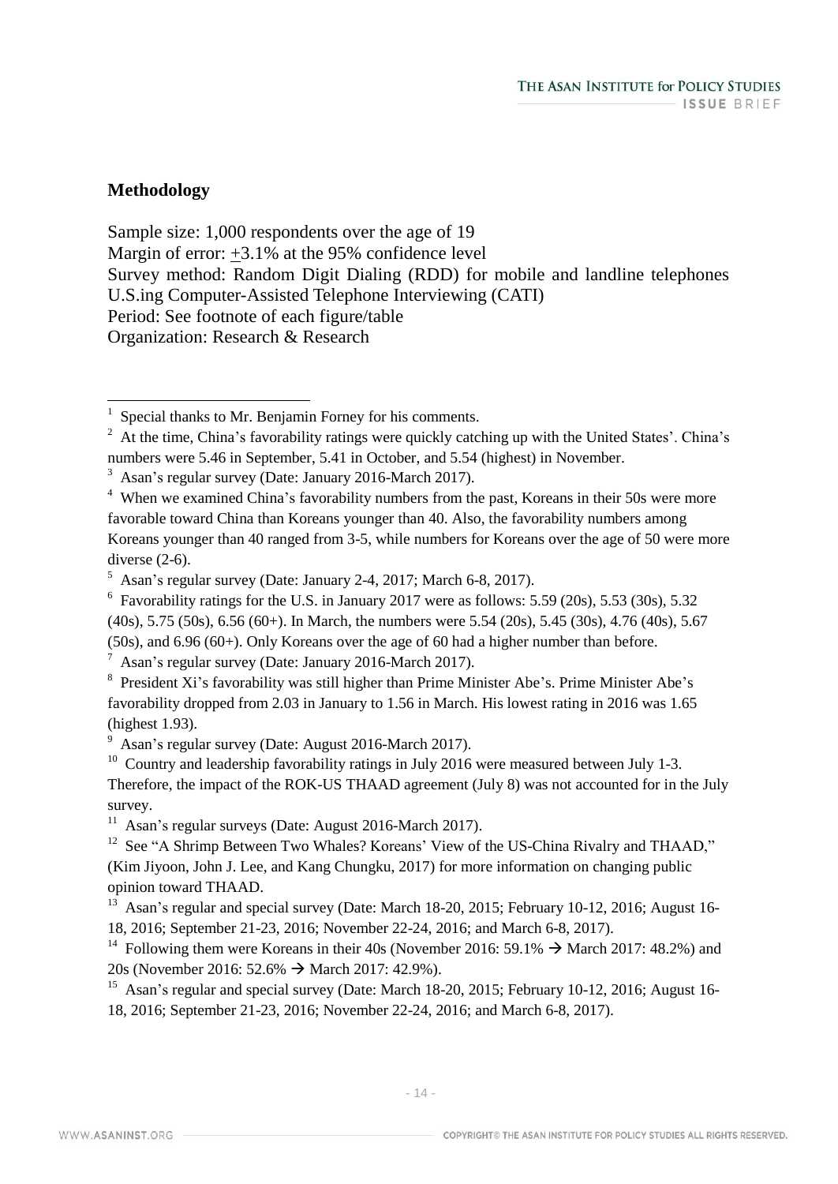## Methodology

Sample size: 1,000 respondents over the age of 19
Margin of error: ±3.1% at the 95% confidence level
Survey method: Random Digit Dialing (RDD) for mobile and landline telephones U.S.ing Computer-Assisted Telephone Interviewing (CATI)
Period: See footnote of each figure/table
Organization: Research & Research

---

[1] Special thanks to Mr. Benjamin Forney for his comments.

[2] At the time, China's favorability ratings were quickly catching up with the United States'. China's numbers were 5.46 in September, 5.41 in October, and 5.54 (highest) in November.

[3] Asan's regular survey (Date: January 2016-March 2017).

[4] When we examined China's favorability numbers from the past, Koreans in their 50s were more favorable toward China than Koreans younger than 40. Also, the favorability numbers among Koreans younger than 40 ranged from 3-5, while numbers for Koreans over the age of 50 were more diverse (2-6).

[5] Asan's regular survey (Date: January 2-4, 2017; March 6-8, 2017).

[6] Favorability ratings for the U.S. in January 2017 were as follows: 5.59 (20s), 5.53 (30s), 5.32 (40s), 5.75 (50s), 6.56 (60+). In March, the numbers were 5.54 (20s), 5.45 (30s), 4.76 (40s), 5.67 (50s), and 6.96 (60+). Only Koreans over the age of 60 had a higher number than before.

[7] Asan's regular survey (Date: January 2016-March 2017).

[8] President Xi's favorability was still higher than Prime Minister Abe's. Prime Minister Abe's favorability dropped from 2.03 in January to 1.56 in March. His lowest rating in 2016 was 1.65 (highest 1.93).

[9] Asan's regular survey (Date: August 2016-March 2017).

[10] Country and leadership favorability ratings in July 2016 were measured between July 1-3. Therefore, the impact of the ROK-US THAAD agreement (July 8) was not accounted for in the July survey.

[11] Asan's regular surveys (Date: August 2016-March 2017).

[12] See "A Shrimp Between Two Whales? Koreans' View of the US-China Rivalry and THAAD," (Kim Jiyoon, John J. Lee, and Kang Chungku, 2017) for more information on changing public opinion toward THAAD.

[13] Asan's regular and special survey (Date: March 18-20, 2015; February 10-12, 2016; August 16-18, 2016; September 21-23, 2016; November 22-24, 2016; and March 6-8, 2017).

[14] Following them were Koreans in their 40s (November 2016: 59.1% → March 2017: 48.2%) and 20s (November 2016: 52.6% → March 2017: 42.9%).

[15] Asan's regular and special survey (Date: March 18-20, 2015; February 10-12, 2016; August 16-18, 2016; September 21-23, 2016; November 22-24, 2016; and March 6-8, 2017).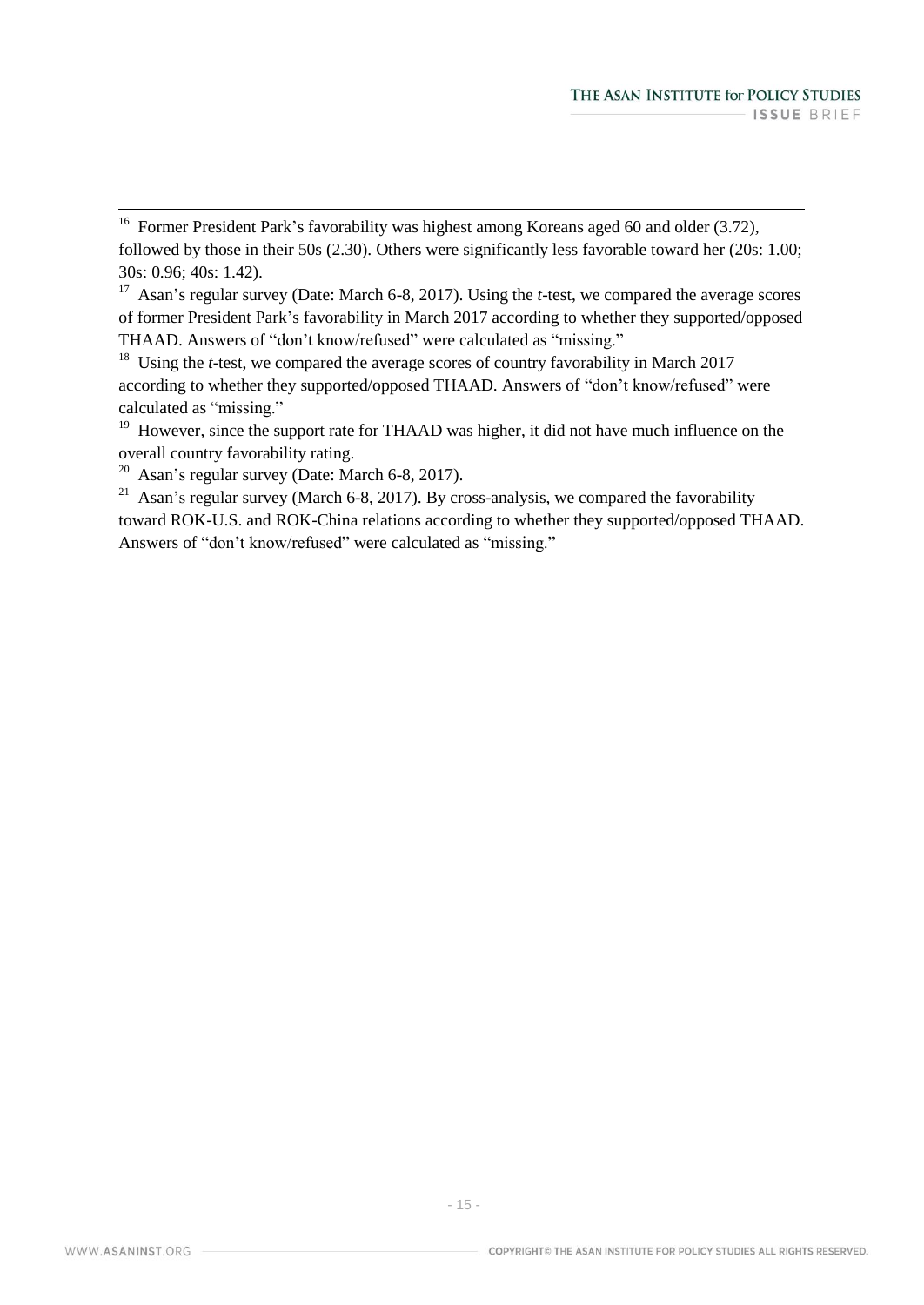[16] Former President Park's favorability was highest among Koreans aged 60 and older (3.72), followed by those in their 50s (2.30). Others were significantly less favorable toward her (20s: 1.00; 30s: 0.96; 40s: 1.42).

[17] Asan's regular survey (Date: March 6-8, 2017). Using the *t*-test, we compared the average scores of former President Park's favorability in March 2017 according to whether they supported/opposed THAAD. Answers of "don't know/refused" were calculated as "missing."

[18] Using the *t*-test, we compared the average scores of country favorability in March 2017 according to whether they supported/opposed THAAD. Answers of "don't know/refused" were calculated as "missing."

[19] However, since the support rate for THAAD was higher, it did not have much influence on the overall country favorability rating.

[20] Asan's regular survey (Date: March 6-8, 2017).

[21] Asan's regular survey (March 6-8, 2017). By cross-analysis, we compared the favorability toward ROK-U.S. and ROK-China relations according to whether they supported/opposed THAAD. Answers of "don't know/refused" were calculated as "missing."